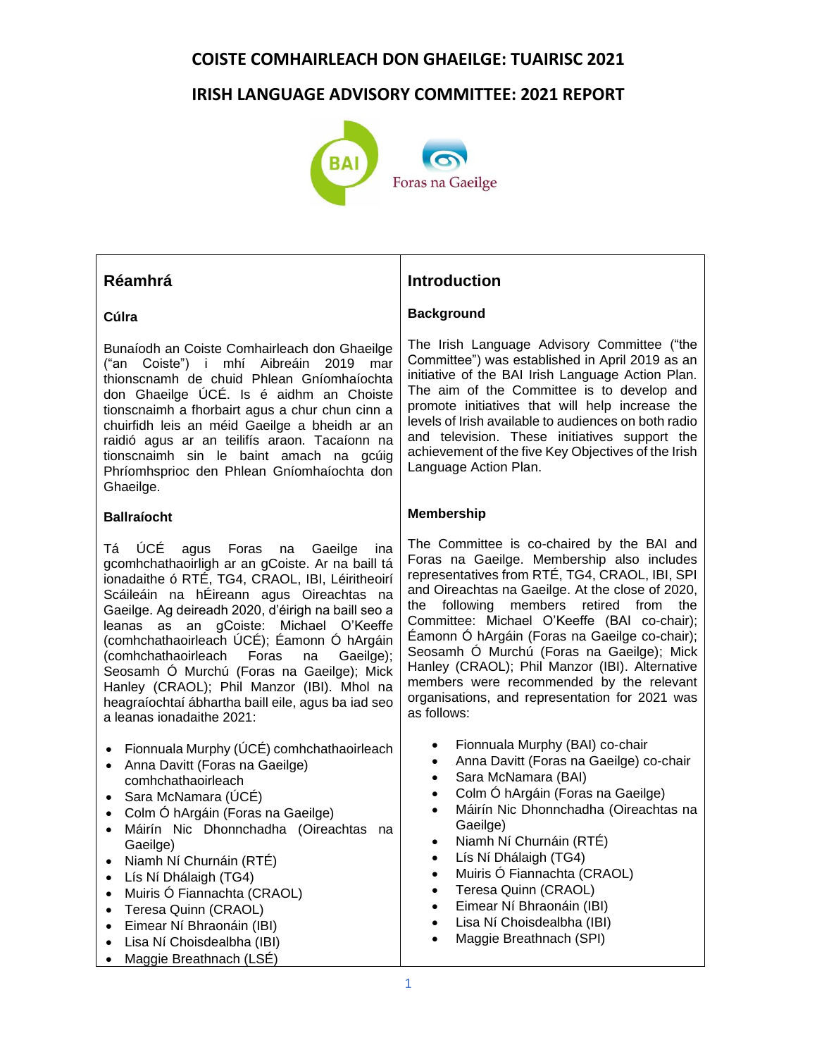# COISTE COMHAIRLEACH DON GHAEILGE: TUAIRISC 2021

# IRISH LANGUAGE ADVISORY COMMITTEE: 2021 REPORT

## Réamhrá

### Cúlra

Bunaíodh an Coiste Comhairleach don Ghaeilge ("an Coiste") i mhí Aibreáin 2019 mar thionscnamh de chuid Phlean Gníomhaíochta don Ghaeilge ÚCÉ. Is é aidhm an Choiste tionscnaimh a fhorbairt agus a chur chun cinn a chuirfidh leis an méid Gaeilge a bheidh ar an raidió agus ar an teilifís araon. Tacaíonn na tionscnaimh sin le baint amach na gcúig Phríomhsprioc den Phlean Gníomhaíochta don Ghaeilge.

### Ballraíocht

Tá ÚCÉ agus Foras na Gaeilge ina gcomhchathaoirligh ar an gCoiste. Ar na baill tá ionadaithe ó RTÉ, TG4, CRAOL, IBI, Léiritheoirí Scáileáin na hÉireann agus Oireachtas na Gaeilge. Ag deireadh 2020, d'éirigh na baill seo a leanas as an gCoiste: Michael O'Keeffe (comhchathaoirleach ÚCÉ); Éamonn Ó hArgáin (comhchathaoirleach Foras na Gaeilge); Seosamh Ó Murchú (Foras na Gaeilge); Mick Hanley (CRAOL); Phil Manzor (IBI). Mhol na heagraíochtaí ábhartha baill eile, agus ba iad seo a leanas ionadaithe 2021:

- Fionnuala Murphy (ÚCÉ) comhchathaoirleach
- Anna Davitt (Foras na Gaeilge) comhchathaoirleach
- Sara McNamara (ÚCÉ)
- Colm Ó hArgáin (Foras na Gaeilge)
- Máirín Nic Dhonnchadha (Oireachtas na Gaeilge)
- Niamh Ní Churnáin (RTÉ)
- Lís Ní Dhálaigh (TG4)
- Muiris Ó Fiannachta (CRAOL)
- Teresa Quinn (CRAOL)
- Eimear Ní Bhraonáin (IBI)
- Lisa Ní Choisdealbha (IBI)
- Maggie Breathnach (LSÉ)

## Introduction

### Background

The Irish Language Advisory Committee ("the Committee") was established in April 2019 as an initiative of the BAI Irish Language Action Plan. The aim of the Committee is to develop and promote initiatives that will help increase the levels of Irish available to audiences on both radio and television. These initiatives support the achievement of the five Key Objectives of the Irish Language Action Plan.

### Membership

The Committee is co-chaired by the BAI and Foras na Gaeilge. Membership also includes representatives from RTÉ, TG4, CRAOL, IBI, SPI and Oireachtas na Gaeilge. At the close of 2020, the following members retired from the Committee: Michael O'Keeffe (BAI co-chair); Éamonn Ó hArgáin (Foras na Gaeilge co-chair); Seosamh Ó Murchú (Foras na Gaeilge); Mick Hanley (CRAOL); Phil Manzor (IBI). Alternative members were recommended by the relevant organisations, and representation for 2021 was as follows:

- Fionnuala Murphy (BAI) co-chair
- Anna Davitt (Foras na Gaeilge) co-chair
- Sara McNamara (BAI)
- Colm Ó hArgáin (Foras na Gaeilge)
- Máirín Nic Dhonnchadha (Oireachtas na Gaeilge)
- Niamh Ní Churnáin (RTÉ)
- Lís Ní Dhálaigh (TG4)
- Muiris Ó Fiannachta (CRAOL)
- Teresa Quinn (CRAOL)
- Eimear Ní Bhraonáin (IBI)
- Lisa Ní Choisdealbha (IBI)
- Maggie Breathnach (SPI)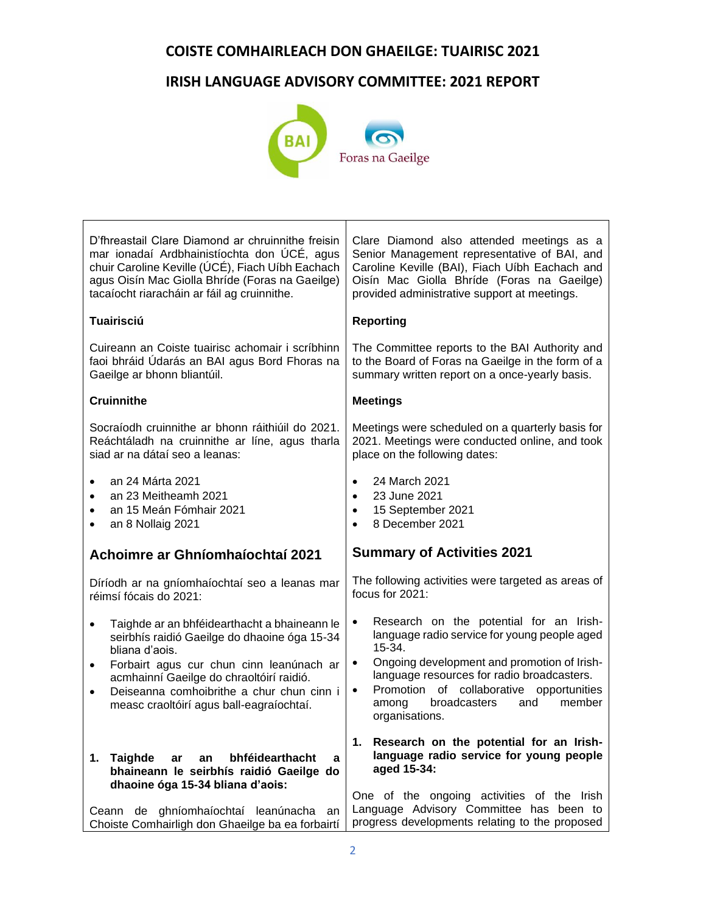# COISTE COMHAIRLEACH DON GHAEILGE: TUAIRISC 2021

# IRISH LANGUAGE ADVISORY COMMITTEE: 2021 REPORT

D'fhreastail Clare Diamond ar chruinnithe freisin mar ionadaí Ardbhainistíochta don ÚCÉ, agus chuir Caroline Keville (ÚCÉ), Fiach Uíbh Eachach agus Oisín Mac Giolla Bhríde (Foras na Gaeilge) tacaíocht riaracháin ar fáil ag cruinnithe.

Clare Diamond also attended meetings as a Senior Management representative of BAI, and Caroline Keville (BAI), Fiach Uíbh Eachach and Oisín Mac Giolla Bhríde (Foras na Gaeilge) provided administrative support at meetings.

**Tuairisciú**

Cuireann an Coiste tuairisc achomair i scríbhinn faoi bhráid Údarás an BAI agus Bord Fhoras na Gaeilge ar bhonn bliantúil.

**Reporting**

The Committee reports to the BAI Authority and to the Board of Foras na Gaeilge in the form of a summary written report on a once-yearly basis.

**Cruinnithe**

Socraíodh cruinnithe ar bhonn ráithiúil do 2021. Reáchtáladh na cruinnithe ar líne, agus tharla siad ar na dátaí seo a leanas:

- an 24 Márta 2021
- an 23 Meitheamh 2021
- an 15 Meán Fómhair 2021
- an 8 Nollaig 2021

**Meetings**

Meetings were scheduled on a quarterly basis for 2021. Meetings were conducted online, and took place on the following dates:

- 24 March 2021
- 23 June 2021
- 15 September 2021
- 8 December 2021

## Achoimre ar Ghníomhaíochtaí 2021

Díríodh ar na gníomhaíochtaí seo a leanas mar réimsí fócais do 2021:

- Taighde ar an bhféidearthacht a bhaineann le seirbhís raidió Gaeilge do dhaoine óga 15-34 bliana d'aois.
- Forbairt agus cur chun cinn leanúnach ar acmhainní Gaeilge do chraoltóirí raidió.
- Deiseanna comhoibrithe a chur chun cinn i measc craoltóirí agus ball-eagraíochtaí.

## Summary of Activities 2021

The following activities were targeted as areas of focus for 2021:

- Research on the potential for an Irish-language radio service for young people aged 15-34.
- Ongoing development and promotion of Irish-language resources for radio broadcasters.
- Promotion of collaborative opportunities among broadcasters and member organisations.

**1. Taighde ar an bhféidearthacht a bhaineann le seirbhís raidió Gaeilge do dhaoine óga 15-34 bliana d'aois:**

Ceann de ghníomhaíochtaí leanúnacha an Choiste Comhairligh don Ghaeilge ba ea forbairtí

**1. Research on the potential for an Irish-language radio service for young people aged 15-34:**

One of the ongoing activities of the Irish Language Advisory Committee has been to progress developments relating to the proposed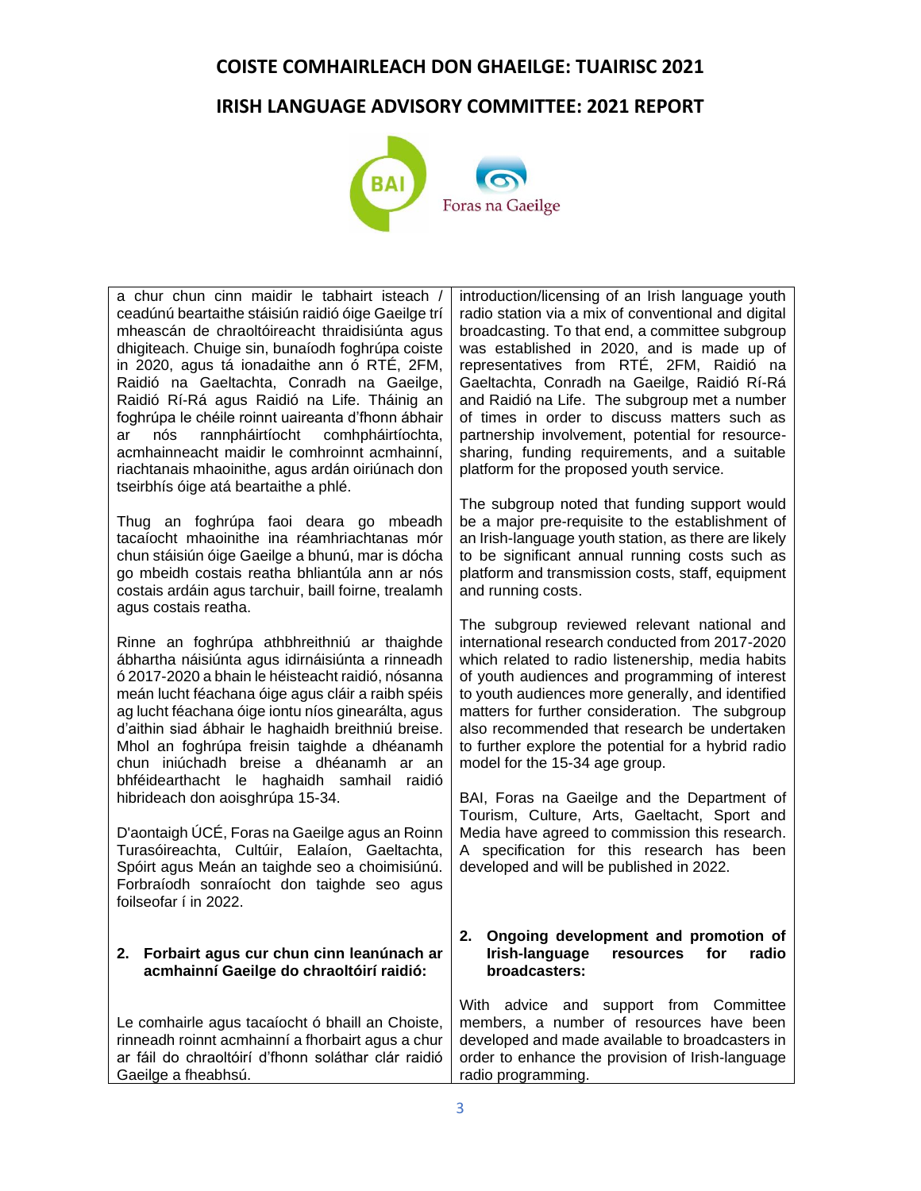a chur chun cinn maidir le tabhairt isteach / ceadúnú beartaithe stáisiún raidió óige Gaeilge trí mheascán de chraoltóireacht thraidisiúnta agus dhigiteach. Chuige sin, bunaíodh foghrúpa coiste in 2020, agus tá ionadaithe ann ó RTÉ, 2FM, Raidió na Gaeltachta, Conradh na Gaeilge, Raidió Rí-Rá agus Raidió na Life. Tháinig an foghrúpa le chéile roinnt uaireanta d'fhonn ábhair ar nós rannpháirtíocht comhpháirtíochta, acmhainneacht maidir le comhroinnt acmhainní, riachtanais mhaoinithe, agus ardán oiriúnach don tseirbhís óige atá beartaithe a phlé.

Thug an foghrúpa faoi deara go mbeadh tacaíocht mhaoinithe ina réamhriachtanas mór chun stáisiún óige Gaeilge a bhunú, mar is dócha go mbeidh costais reatha bhliantúla ann ar nós costais ardáin agus tarchuir, baill foirne, trealamh agus costais reatha.

Rinne an foghrúpa athbhreithniú ar thaighde ábhartha náisiúnta agus idirnáisiúnta a rinneadh ó 2017-2020 a bhain le héisteacht raidió, nósanna meán lucht féachana óige agus cláir a raibh spéis ag lucht féachana óige iontu níos ginearálta, agus d'aithin siad ábhair le haghaidh breithniú breise. Mhol an foghrúpa freisin taighde a dhéanamh chun iniúchadh breise a dhéanamh ar an bhféidearthacht le haghaidh samhail raidió hibrideach don aoisghrúpa 15-34.

D'aontaigh ÚCÉ, Foras na Gaeilge agus an Roinn Turasóireachta, Cultúir, Ealaíon, Gaeltachta, Spóirt agus Meán an taighde seo a choimisiúnú. Forbraíodh sonraíocht don taighde seo agus foilseofar í in 2022.

**2. Forbairt agus cur chun cinn leanúnach ar acmhainní Gaeilge do chraoltóirí raidió:**

Le comhairle agus tacaíocht ó bhaill an Choiste, rinneadh roinnt acmhainní a fhorbairt agus a chur ar fáil do chraoltóirí d'fhonn soláthar clár raidió Gaeilge a fheabhsú.

introduction/licensing of an Irish language youth radio station via a mix of conventional and digital broadcasting. To that end, a committee subgroup was established in 2020, and is made up of representatives from RTÉ, 2FM, Raidió na Gaeltachta, Conradh na Gaeilge, Raidió Rí-Rá and Raidió na Life. The subgroup met a number of times in order to discuss matters such as partnership involvement, potential for resource-sharing, funding requirements, and a suitable platform for the proposed youth service.

The subgroup noted that funding support would be a major pre-requisite to the establishment of an Irish-language youth station, as there are likely to be significant annual running costs such as platform and transmission costs, staff, equipment and running costs.

The subgroup reviewed relevant national and international research conducted from 2017-2020 which related to radio listenership, media habits of youth audiences and programming of interest to youth audiences more generally, and identified matters for further consideration. The subgroup also recommended that research be undertaken to further explore the potential for a hybrid radio model for the 15-34 age group.

BAI, Foras na Gaeilge and the Department of Tourism, Culture, Arts, Gaeltacht, Sport and Media have agreed to commission this research. A specification for this research has been developed and will be published in 2022.

**2. Ongoing development and promotion of Irish-language resources for radio broadcasters:**

With advice and support from Committee members, a number of resources have been developed and made available to broadcasters in order to enhance the provision of Irish-language radio programming.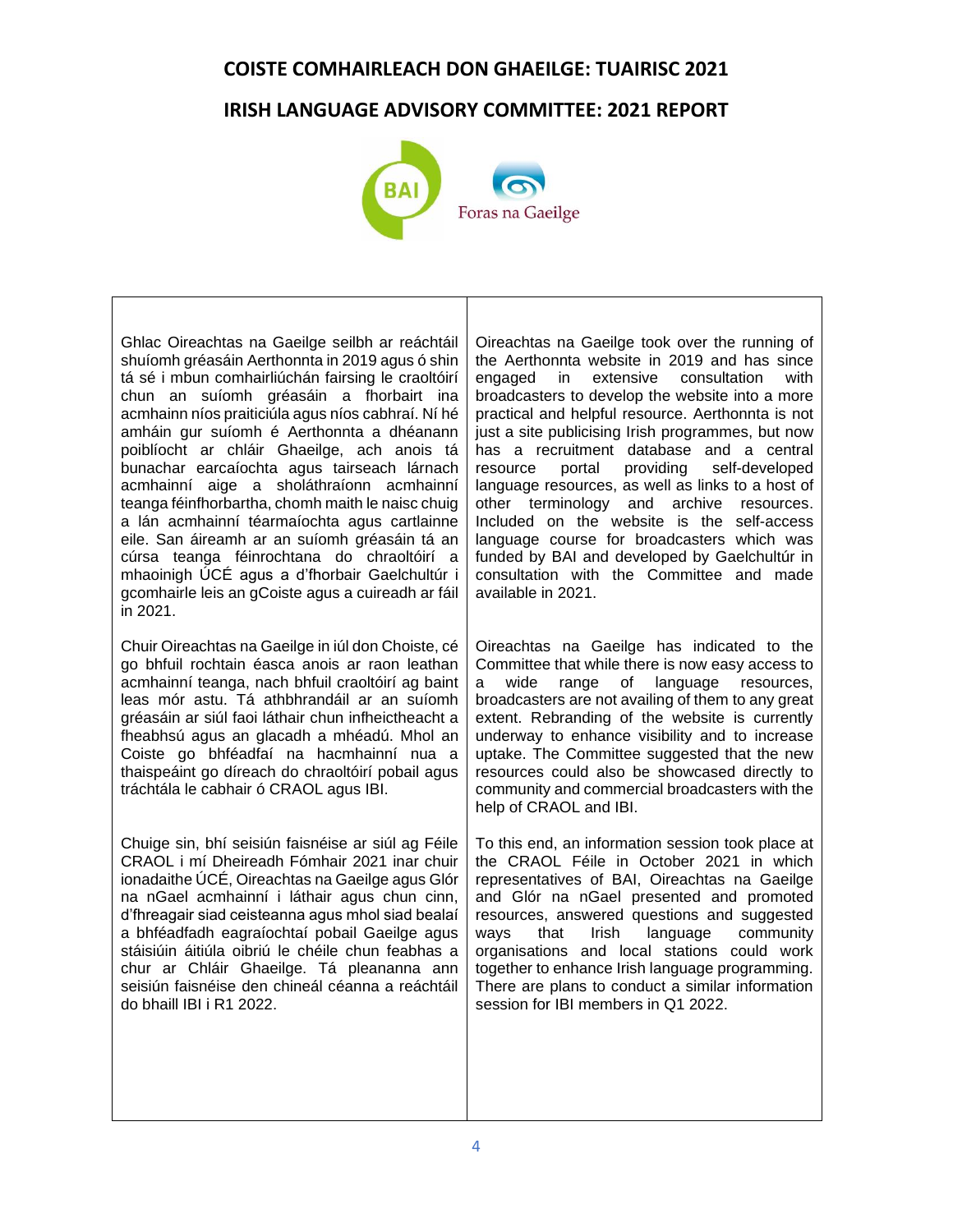# COISTE COMHAIRLEACH DON GHAEILGE: TUAIRISC 2021

# IRISH LANGUAGE ADVISORY COMMITTEE: 2021 REPORT

| | |
|---|---|
| Ghlac Oireachtas na Gaeilge seilbh ar reáchtáil shuíomh gréasáin Aerthonnta in 2019 agus ó shin tá sé i mbun comhairliúchán fairsing le craoltóirí chun an suíomh gréasáin a fhorbairt ina acmhainn níos praiticiúla agus níos cabhraí. Ní hé amháin gur suíomh é Aerthonnta a dhéanann poiblíocht ar chláir Ghaeilge, ach anois tá bunachar earcaíochta agus tairseach lárnach acmhainní aige a sholáthraíonn acmhainní teanga féinfhorbartha, chomh maith le naisc chuig a lán acmhainní téarmaíochta agus cartlainne eile. San áireamh ar an suíomh gréasáin tá an cúrsa teanga féinrochtana do chraoltóirí a mhaoinigh ÚCÉ agus a d'fhorbair Gaelchultúr i gcomhairle leis an gCoiste agus a cuireadh ar fáil in 2021. | Oireachtas na Gaeilge took over the running of the Aerthonnta website in 2019 and has since engaged in extensive consultation with broadcasters to develop the website into a more practical and helpful resource. Aerthonnta is not just a site publicising Irish programmes, but now has a recruitment database and a central resource portal providing self-developed language resources, as well as links to a host of other terminology and archive resources. Included on the website is the self-access language course for broadcasters which was funded by BAI and developed by Gaelchultúr in consultation with the Committee and made available in 2021. |
| Chuir Oireachtas na Gaeilge in iúl don Choiste, cé go bhfuil rochtain éasca anois ar raon leathan acmhainní teanga, nach bhfuil craoltóirí ag baint leas mór astu. Tá athbhrandáil ar an suíomh gréasáin ar siúl faoi láthair chun infheictheacht a fheabhsú agus an glacadh a mhéadú. Mhol an Coiste go bhféadfaí na hacmhainní nua a thaispeáint go díreach do chraoltóirí pobail agus tráchtála le cabhair ó CRAOL agus IBI. | Oireachtas na Gaeilge has indicated to the Committee that while there is now easy access to a wide range of language resources, broadcasters are not availing of them to any great extent. Rebranding of the website is currently underway to enhance visibility and to increase uptake. The Committee suggested that the new resources could also be showcased directly to community and commercial broadcasters with the help of CRAOL and IBI. |
| Chuige sin, bhí seisiún faisnéise ar siúl ag Féile CRAOL i mí Dheireadh Fómhair 2021 inar chuir ionadaithe ÚCÉ, Oireachtas na Gaeilge agus Glór na nGael acmhainní i láthair agus chun cinn, d'fhreagair siad ceisteanna agus mhol siad bealaí a bhféadfadh eagraíochtaí pobail Gaeilge agus stáisiúin áitiúla oibriú le chéile chun feabhas a chur ar Chláir Ghaeilge. Tá pleananna ann seisiún faisnéise den chineál céanna a reáchtáil do bhaill IBI i R1 2022. | To this end, an information session took place at the CRAOL Féile in October 2021 in which representatives of BAI, Oireachtas na Gaeilge and Glór na nGael presented and promoted resources, answered questions and suggested ways that Irish language community organisations and local stations could work together to enhance Irish language programming. There are plans to conduct a similar information session for IBI members in Q1 2022. |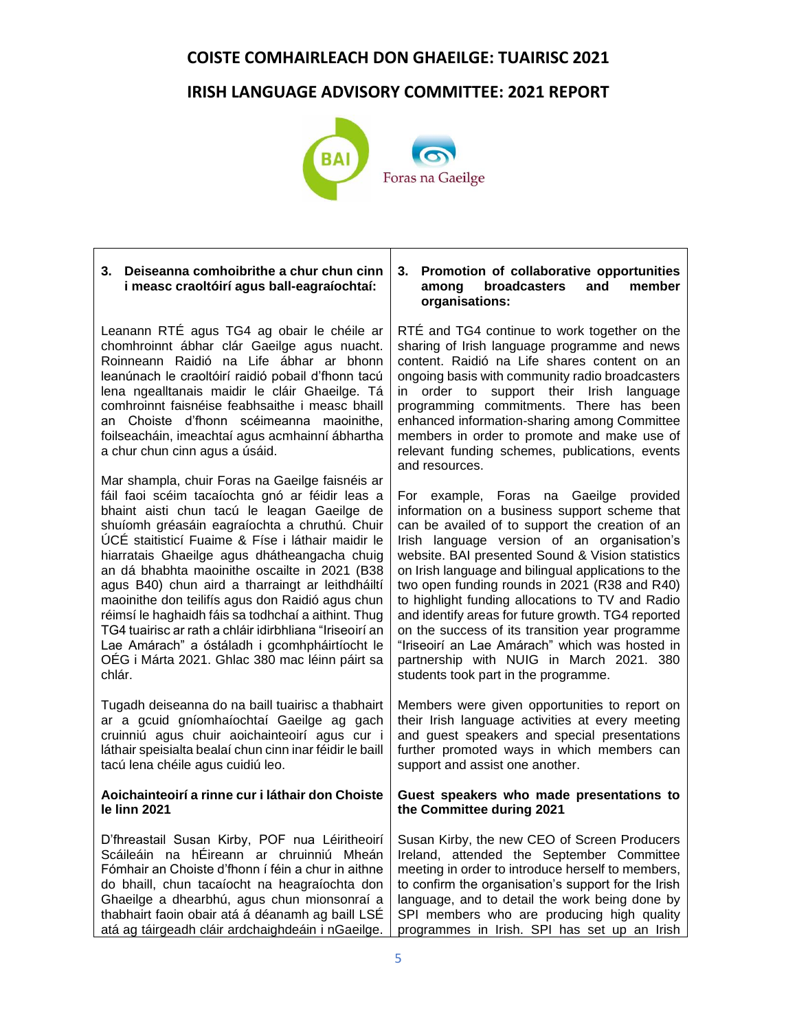# COISTE COMHAIRLEACH DON GHAEILGE: TUAIRISC 2021

# IRISH LANGUAGE ADVISORY COMMITTEE: 2021 REPORT

| **3. Deiseanna comhoibrithe a chur chun cinn i measc craoltóirí agus ball-eagraíochtaí:** | **3. Promotion of collaborative opportunities among broadcasters and member organisations:** |
|---|---|
| Leanann RTÉ agus TG4 ag obair le chéile ar chomhroinnt ábhar clár Gaeilge agus nuacht. Roinneann Raidió na Life ábhar ar bhonn leanúnach le craoltóirí raidió pobail d'fhonn tacú lena ngealltanais maidir le cláir Ghaeilge. Tá comhroinnt faisnéise feabhsaithe i measc bhaill an Choiste d'fhonn scéimeanna maoinithe, foilseacháin, imeachtaí agus acmhainní ábhartha a chur chun cinn agus a úsáid. | RTÉ and TG4 continue to work together on the sharing of Irish language programme and news content. Raidió na Life shares content on an ongoing basis with community radio broadcasters in order to support their Irish language programming commitments. There has been enhanced information-sharing among Committee members in order to promote and make use of relevant funding schemes, publications, events and resources. |
| Mar shampla, chuir Foras na Gaeilge faisnéis ar fáil faoi scéim tacaíochta gnó ar féidir leas a bhaint aisti chun tacú le leagan Gaeilge de shuíomh gréasáin eagraíochta a chruthú. Chuir ÚCÉ staitisticí Fuaime & Físe i láthair maidir le hiarratais Ghaeilge agus dhátheangacha chuig an dá bhabhta maoinithe oscailte in 2021 (B38 agus B40) chun aird a tharraingt ar leithdháiltí maoinithe don teilifís agus don Raidió agus chun réimsí le haghaidh fáis sa todhchaí a aithint. Thug TG4 tuairisc ar rath a chláir idirbhliana "Iriseoirí an Lae Amárach" a óstáladh i gcomhpháirtíocht le OÉG i Márta 2021. Ghlac 380 mac léinn páirt sa chlár. | For example, Foras na Gaeilge provided information on a business support scheme that can be availed of to support the creation of an Irish language version of an organisation's website. BAI presented Sound & Vision statistics on Irish language and bilingual applications to the two open funding rounds in 2021 (R38 and R40) to highlight funding allocations to TV and Radio and identify areas for future growth. TG4 reported on the success of its transition year programme "Iriseoirí an Lae Amárach" which was hosted in partnership with NUIG in March 2021. 380 students took part in the programme. |
| Tugadh deiseanna do na baill tuairisc a thabhairt ar a gcuid gníomhaíochtaí Gaeilge ag gach cruinniú agus chuir aoichainteoirí agus cur i láthair speisialta bealaí chun cinn inar féidir le baill tacú lena chéile agus cuidiú leo. | Members were given opportunities to report on their Irish language activities at every meeting and guest speakers and special presentations further promoted ways in which members can support and assist one another. |
| **Aoichainteoirí a rinne cur i láthair don Choiste le linn 2021** | **Guest speakers who made presentations to the Committee during 2021** |
| D'fhreastail Susan Kirby, POF nua Léiritheoirí Scáileáin na hÉireann ar chruinniú Mheán Fómhair an Choiste d'fhonn í féin a chur in aithne do bhaill, chun tacaíocht na heagraíochta don Ghaeilge a dhearbhú, agus chun mionsonraí a thabhairt faoin obair atá á déanamh ag baill LSÉ atá ag táirgeadh cláir ardchaighdeáin i nGaeilge. | Susan Kirby, the new CEO of Screen Producers Ireland, attended the September Committee meeting in order to introduce herself to members, to confirm the organisation's support for the Irish language, and to detail the work being done by SPI members who are producing high quality programmes in Irish. SPI has set up an Irish |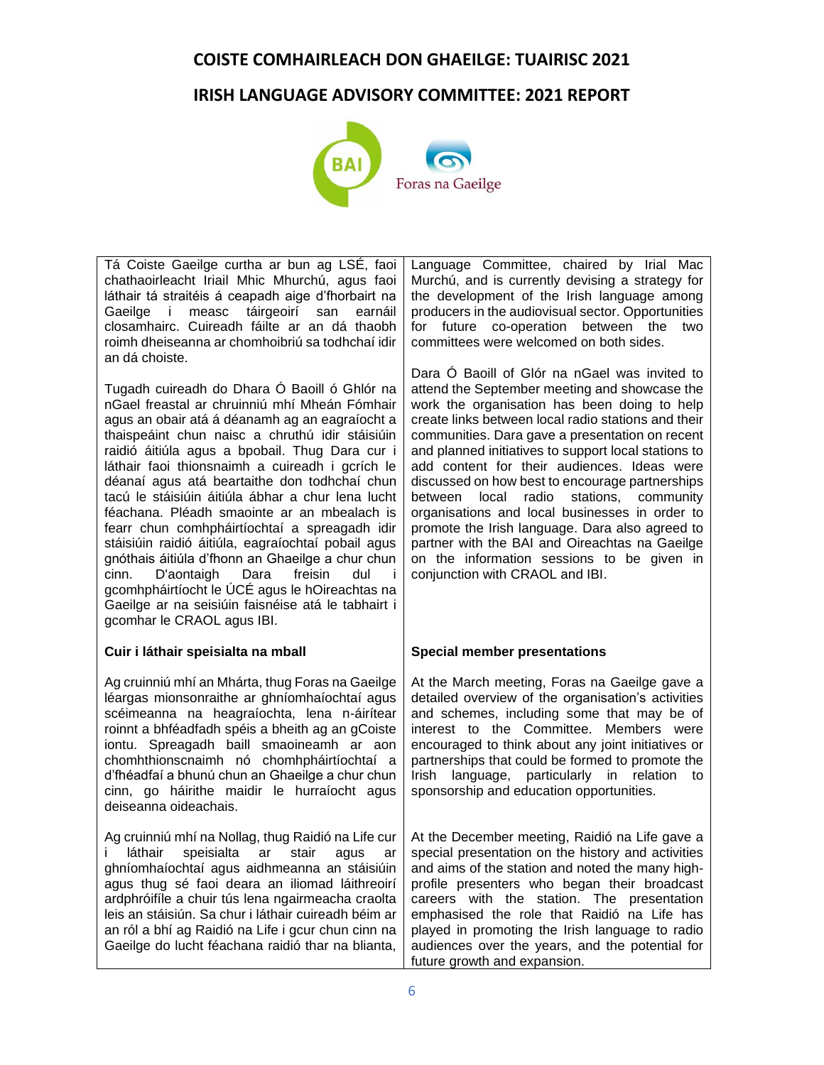# COISTE COMHAIRLEACH DON GHAEILGE: TUAIRISC 2021

# IRISH LANGUAGE ADVISORY COMMITTEE: 2021 REPORT

| | |
|---|---|
| Tá Coiste Gaeilge curtha ar bun ag LSÉ, faoi chathaoirleacht Iriail Mhic Mhurchú, agus faoi láthair tá straitéis á ceapadh aige d'fhorbairt na Gaeilge i measc táirgeoirí san earnáil closamhairc. Cuireadh fáilte ar an dá thaobh roimh dheiseanna ar chomhoibriú sa todhchaí idir an dá choiste. | Language Committee, chaired by Irial Mac Murchú, and is currently devising a strategy for the development of the Irish language among producers in the audiovisual sector. Opportunities for future co-operation between the two committees were welcomed on both sides. |
| Tugadh cuireadh do Dhara Ó Baoill ó Ghlór na nGael freastal ar chruinniú mhí Mheán Fómhair agus an obair atá á déanamh ag an eagraíocht a thaispeáint chun naisc a chruthú idir stáisiúin raidió áitiúla agus a bpobail. Thug Dara cur i láthair faoi thionsnaimh a cuireadh i gcrích le déanaí agus atá beartaithe don todhchaí chun tacú le stáisiúin áitiúla ábhar a chur lena lucht féachana. Pléadh smaointe ar an mbealach is fearr chun comhpháirtíochtaí a spreagadh idir stáisiúin raidió áitiúla, eagraíochtaí pobail agus gnóthais áitiúla d'fhonn an Ghaeilge a chur chun cinn. D'aontaigh Dara freisin dul i gcomhpháirtíocht le ÚCÉ agus le hOireachtas na Gaeilge ar na seisiúin faisnéise atá le tabhairt i gcomhar le CRAOL agus IBI. | Dara Ó Baoill of Glór na nGael was invited to attend the September meeting and showcase the work the organisation has been doing to help create links between local radio stations and their communities. Dara gave a presentation on recent and planned initiatives to support local stations to add content for their audiences. Ideas were discussed on how best to encourage partnerships between local radio stations, community organisations and local businesses in order to promote the Irish language. Dara also agreed to partner with the BAI and Oireachtas na Gaeilge on the information sessions to be given in conjunction with CRAOL and IBI. |
| **Cuir i láthair speisialta na mball** | **Special member presentations** |
| Ag cruinniú mhí an Mhárta, thug Foras na Gaeilge léargas mionsonraithe ar ghníomhaíochtaí agus scéimeanna na heagraíochta, lena n-áirítear roinnt a bhféadfadh spéis a bheith ag an gCoiste iontu. Spreagadh baill smaoineamh ar aon chomhthionscnaimh nó chomhpháirtíochtaí a d'fhéadfaí a bhunú chun an Ghaeilge a chur chun cinn, go háirithe maidir le hurraíocht agus deiseanna oideachais. | At the March meeting, Foras na Gaeilge gave a detailed overview of the organisation's activities and schemes, including some that may be of interest to the Committee. Members were encouraged to think about any joint initiatives or partnerships that could be formed to promote the Irish language, particularly in relation to sponsorship and education opportunities. |
| Ag cruinniú mhí na Nollag, thug Raidió na Life cur i láthair speisialta ar stair agus ar ghníomhaíochtaí agus aidhmeanna an stáisiúin agus thug sé faoi deara an iliomad láithreoirí ardphróifíle a chuir tús lena ngairmeacha craolta leis an stáisiún. Sa chur i láthair cuireadh béim ar an ról a bhí ag Raidió na Life i gcur chun cinn na Gaeilge do lucht féachana raidió thar na blianta, | At the December meeting, Raidió na Life gave a special presentation on the history and activities and aims of the station and noted the many high-profile presenters who began their broadcast careers with the station. The presentation emphasised the role that Raidió na Life has played in promoting the Irish language to radio audiences over the years, and the potential for future growth and expansion. |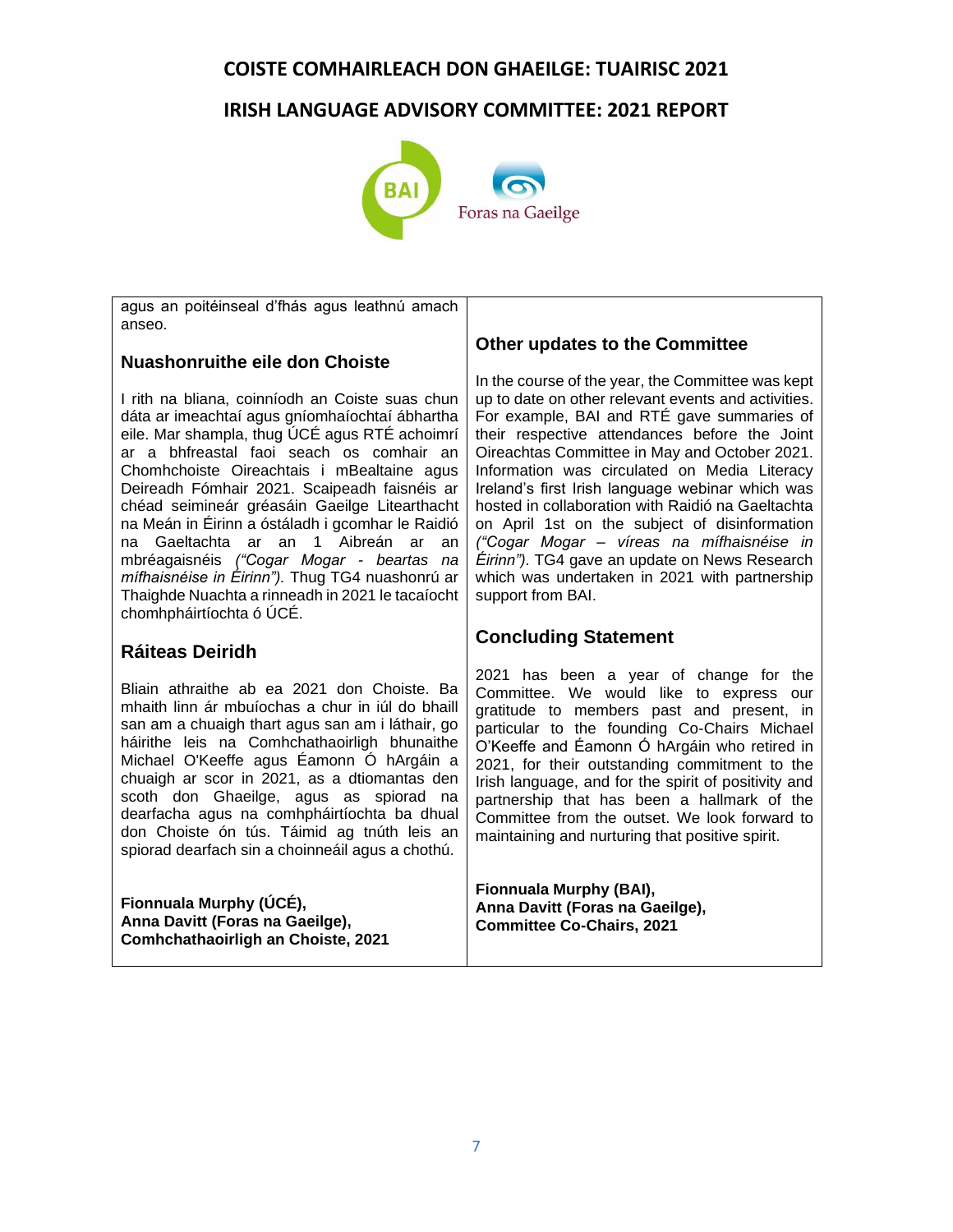# COISTE COMHAIRLEACH DON GHAEILGE: TUAIRISC 2021

# IRISH LANGUAGE ADVISORY COMMITTEE: 2021 REPORT

agus an poitéinseal d'fhás agus leathnú amach anseo.

## Nuashonruithe eile don Choiste

I rith na bliana, coinníodh an Coiste suas chun dáta ar imeachtaí agus gníomhaíochtaí ábhartha eile. Mar shampla, thug ÚCÉ agus RTÉ achoimrí ar a bhfreastal faoi seach os comhair an Chomhchoiste Oireachtais i mBealtaine agus Deireadh Fómhair 2021. Scaipeadh faisnéis ar chéad seimineár gréasáin Gaeilge Litearthacht na Meán in Éirinn a óstáladh i gcomhar le Raidió na Gaeltachta ar an 1 Aibreán ar an mbréagaisnéis *("Cogar Mogar - beartas na mífhaisnéise in Éirinn").* Thug TG4 nuashonrú ar Thaighde Nuachta a rinneadh in 2021 le tacaíocht chomhpháirtíochta ó ÚCÉ.

## Ráiteas Deiridh

Bliain athraithe ab ea 2021 don Choiste. Ba mhaith linn ár mbuíochas a chur in iúl do bhaill san am a chuaigh thart agus san am i láthair, go háirithe leis na Comhchathaoirligh bhunaithe Michael O'Keeffe agus Éamonn Ó hArgáin a chuaigh ar scor in 2021, as a dtiomantas den scoth don Ghaeilge, agus as spiorad na dearfacha agus na comhpháirtíochta ba dhual don Choiste ón tús. Táimid ag tnúth leis an spiorad dearfach sin a choinneáil agus a chothú.

**Fionnuala Murphy (ÚCÉ),**
**Anna Davitt (Foras na Gaeilge),**
**Comhchathaoirligh an Choiste, 2021**

## Other updates to the Committee

In the course of the year, the Committee was kept up to date on other relevant events and activities. For example, BAI and RTÉ gave summaries of their respective attendances before the Joint Oireachtas Committee in May and October 2021. Information was circulated on Media Literacy Ireland's first Irish language webinar which was hosted in collaboration with Raidió na Gaeltachta on April 1st on the subject of disinformation *("Cogar Mogar – víreas na mífhaisnéise in Éirinn").* TG4 gave an update on News Research which was undertaken in 2021 with partnership support from BAI.

## Concluding Statement

2021 has been a year of change for the Committee. We would like to express our gratitude to members past and present, in particular to the founding Co-Chairs Michael O'Keeffe and Éamonn Ó hArgáin who retired in 2021, for their outstanding commitment to the Irish language, and for the spirit of positivity and partnership that has been a hallmark of the Committee from the outset. We look forward to maintaining and nurturing that positive spirit.

**Fionnuala Murphy (BAI),**
**Anna Davitt (Foras na Gaeilge),**
**Committee Co-Chairs, 2021**